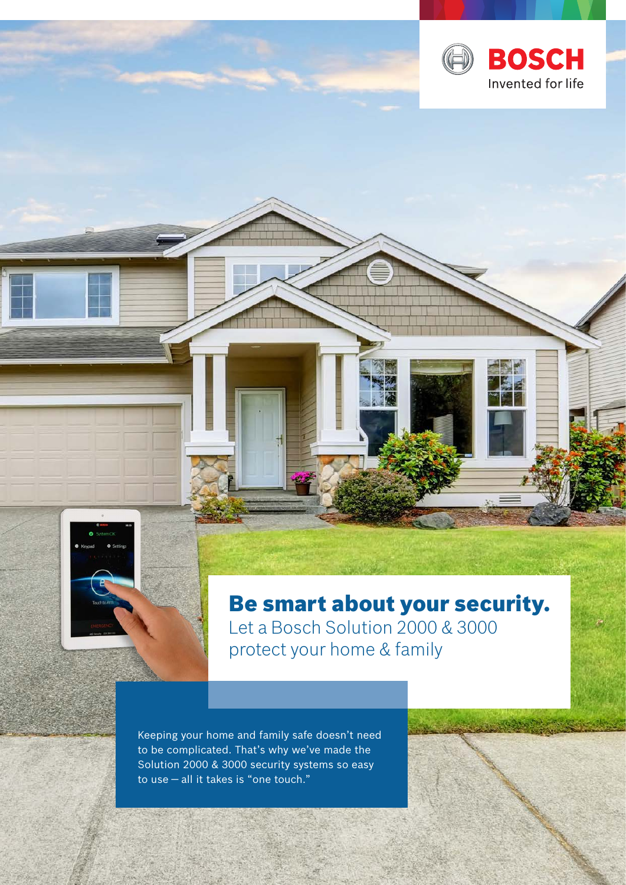# Be smart about your security.

Let a Bosch Solution 2000 & 3000 protect your home & family

Keeping your home and family safe doesn't need to be complicated. That's why we've made the Solution 2000 & 3000 security systems so easy to use – all it takes is "one touch."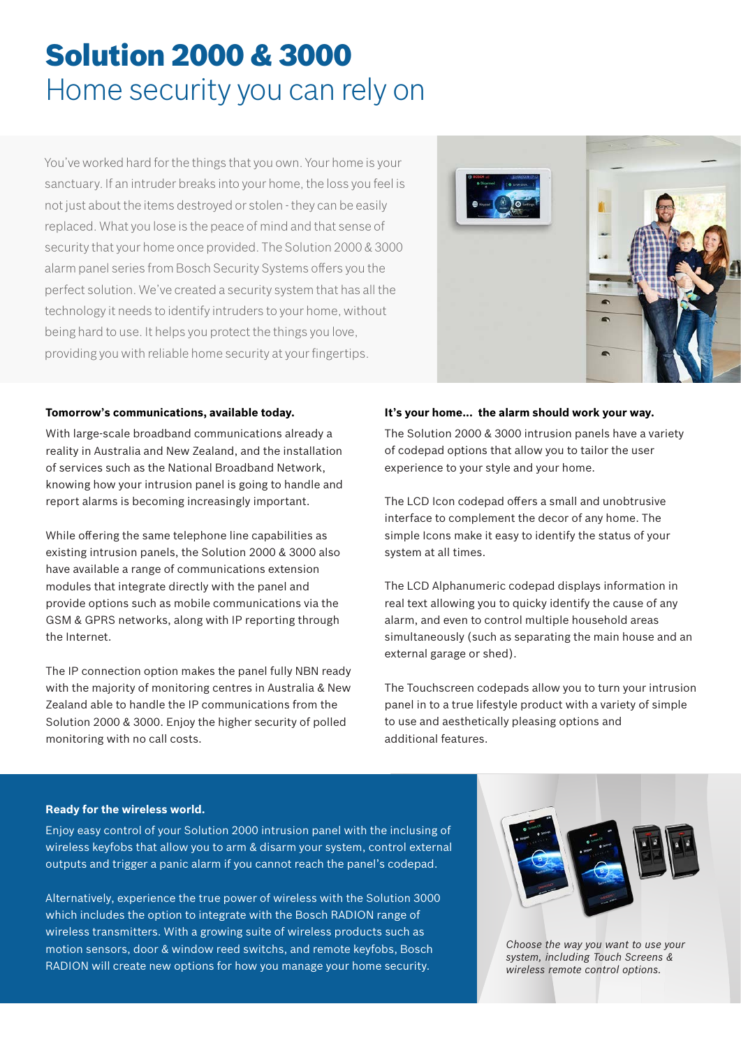# Solution 2000 & 3000

## Home security you can rely on

You've worked hard for the things that you own. Your home is your sanctuary. If an intruder breaks into your home, the loss you feel is not just about the items destroyed or stolen - they can be easily replaced. What you lose is the peace of mind and that sense of security that your home once provided. The Solution 2000 & 3000 alarm panel series from Bosch Security Systems offers you the perfect solution. We've created a security system that has all the technology it needs to identify intruders to your home, without being hard to use. It helps you protect the things you love, providing you with reliable home security at your fingertips.

**Tomorrow's communications, available today.**

With large-scale broadband communications already a reality in Australia and New Zealand, and the installation of services such as the National Broadband Network, knowing how your intrusion panel is going to handle and report alarms is becoming increasingly important.

While offering the same telephone line capabilities as existing intrusion panels, the Solution 2000 & 3000 also have available a range of communications extension modules that integrate directly with the panel and provide options such as mobile communications via the GSM & GPRS networks, along with IP reporting through the Internet.

The IP connection option makes the panel fully NBN ready with the majority of monitoring centres in Australia & New Zealand able to handle the IP communications from the Solution 2000 & 3000. Enjoy the higher security of polled monitoring with no call costs.

**It's your home... the alarm should work your way.**

The Solution 2000 & 3000 intrusion panels have a variety of codepad options that allow you to tailor the user experience to your style and your home.

The LCD Icon codepad offers a small and unobtrusive interface to complement the decor of any home. The simple Icons make it easy to identify the status of your system at all times.

The LCD Alphanumeric codepad displays information in real text allowing you to quicky identify the cause of any alarm, and even to control multiple household areas simultaneously (such as separating the main house and an external garage or shed).

The Touchscreen codepads allow you to turn your intrusion panel in to a true lifestyle product with a variety of simple to use and aesthetically pleasing options and additional features.

**Ready for the wireless world.**

Enjoy easy control of your Solution 2000 intrusion panel with the inclusing of wireless keyfobs that allow you to arm & disarm your system, control external outputs and trigger a panic alarm if you cannot reach the panel's codepad.

Alternatively, experience the true power of wireless with the Solution 3000 which includes the option to integrate with the Bosch RADION range of wireless transmitters. With a growing suite of wireless products such as motion sensors, door & window reed switchs, and remote keyfobs, Bosch RADION will create new options for how you manage your home security.

*Choose the way you want to use your system, including Touch Screens & wireless remote control options.*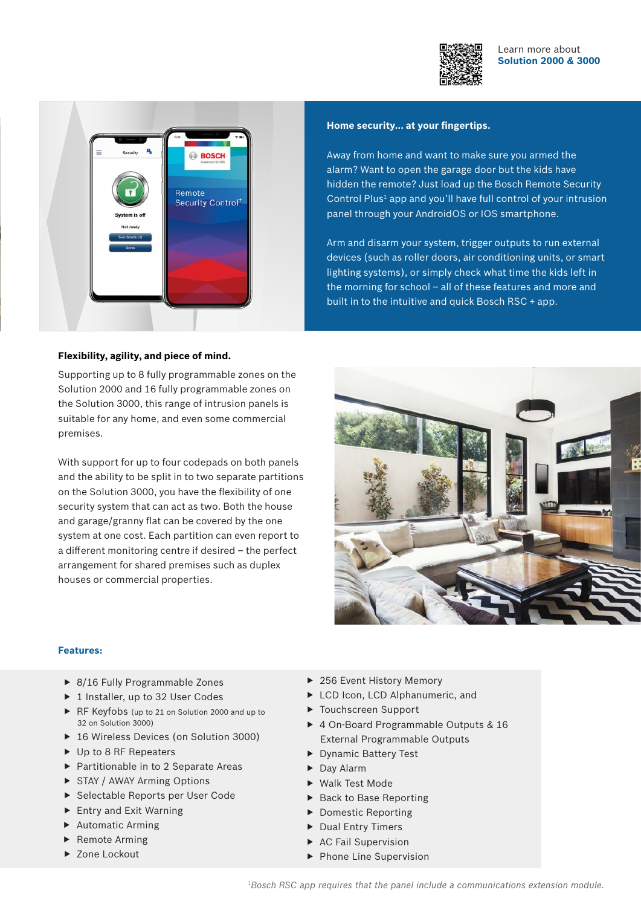Learn more about
**Solution 2000 & 3000**

**Home security... at your fingertips.**

Away from home and want to make sure you armed the alarm? Want to open the garage door but the kids have hidden the remote? Just load up the Bosch Remote Security Control Plus[1] app and you'll have full control of your intrusion panel through your AndroidOS or IOS smartphone.

Arm and disarm your system, trigger outputs to run external devices (such as roller doors, air conditioning units, or smart lighting systems), or simply check what time the kids left in the morning for school – all of these features and more and built in to the intuitive and quick Bosch RSC + app.

**Flexibility, agility, and piece of mind.**

Supporting up to 8 fully programmable zones on the Solution 2000 and 16 fully programmable zones on the Solution 3000, this range of intrusion panels is suitable for any home, and even some commercial premises.

With support for up to four codepads on both panels and the ability to be split in to two separate partitions on the Solution 3000, you have the flexibility of one security system that can act as two. Both the house and garage/granny flat can be covered by the one system at one cost. Each partition can even report to a different monitoring centre if desired – the perfect arrangement for shared premises such as duplex houses or commercial properties.

**Features:**

- 8/16 Fully Programmable Zones
- 1 Installer, up to 32 User Codes
- RF Keyfobs (up to 21 on Solution 2000 and up to 32 on Solution 3000)
- 16 Wireless Devices (on Solution 3000)
- Up to 8 RF Repeaters
- Partitionable in to 2 Separate Areas
- STAY / AWAY Arming Options
- Selectable Reports per User Code
- Entry and Exit Warning
- Automatic Arming
- Remote Arming
- Zone Lockout
- 256 Event History Memory
- LCD Icon, LCD Alphanumeric, and
- Touchscreen Support
- 4 On-Board Programmable Outputs & 16 External Programmable Outputs
- Dynamic Battery Test
- Day Alarm
- Walk Test Mode
- Back to Base Reporting
- Domestic Reporting
- Dual Entry Timers
- AC Fail Supervision
- Phone Line Supervision

*[1]Bosch RSC app requires that the panel include a communications extension module.*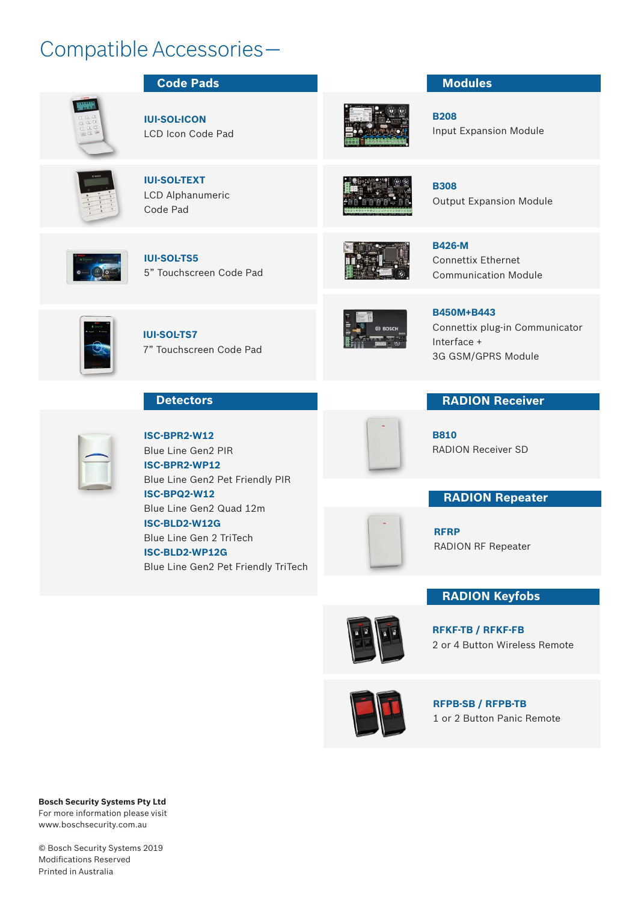# Compatible Accessories—

## Code Pads

**IUI-SOL-ICON**
LCD Icon Code Pad

**IUI-SOL-TEXT**
LCD Alphanumeric Code Pad

**IUI-SOL-TS5**
5" Touchscreen Code Pad

**IUI-SOL-TS7**
7" Touchscreen Code Pad

## Detectors

**ISC-BPR2-W12**
Blue Line Gen2 PIR
**ISC-BPR2-WP12**
Blue Line Gen2 Pet Friendly PIR
**ISC-BPQ2-W12**
Blue Line Gen2 Quad 12m
**ISC-BLD2-W12G**
Blue Line Gen 2 TriTech
**ISC-BLD2-WP12G**
Blue Line Gen2 Pet Friendly TriTech

## Modules

**B208**
Input Expansion Module

**B308**
Output Expansion Module

**B426-M**
Connettix Ethernet Communication Module

**B450M+B443**
Connettix plug-in Communicator Interface +
3G GSM/GPRS Module

## RADION Receiver

**B810**
RADION Receiver SD

## RADION Repeater

**RFRP**
RADION RF Repeater

## RADION Keyfobs

**RFKF-TB / RFKF-FB**
2 or 4 Button Wireless Remote

**RFPB-SB / RFPB-TB**
1 or 2 Button Panic Remote

**Bosch Security Systems Pty Ltd**
For more information please visit
www.boschsecurity.com.au

© Bosch Security Systems 2019
Modifications Reserved
Printed in Australia